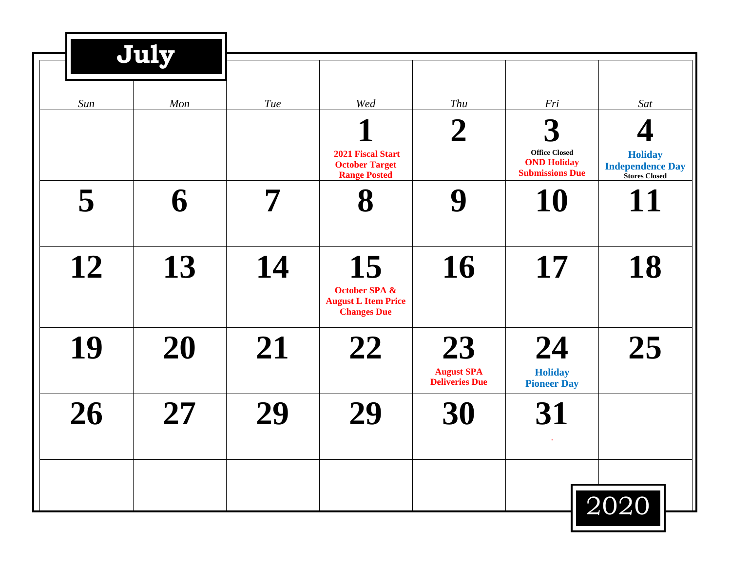# July

# 2020

| Sun | Mon | Tue | Wed | Thu | Fri | Sat |
|---|---|---|---|---|---|---|
| | | | **1** 2021 Fiscal Start October Target Range Posted | **2** | **3** Office Closed OND Holiday Submissions Due | **4** Holiday Independence Day Stores Closed |
| **5** | **6** | **7** | **8** | **9** | **10** | **11** |
| **12** | **13** | **14** | **15** October SPA & August L Item Price Changes Due | **16** | **17** | **18** |
| **19** | **20** | **21** | **22** | **23** August SPA Deliveries Due | **24** Holiday Pioneer Day | **25** |
| **26** | **27** | **29** | **29** | **30** | **31** . | |
| | | | | | | |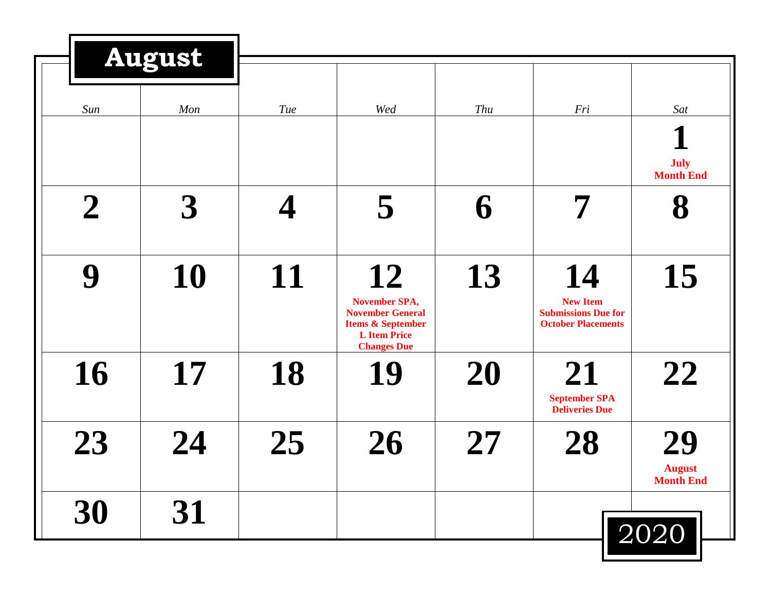# August

## 2020

| Sun | Mon | Tue | Wed | Thu | Fri | Sat |
|---|---|---|---|---|---|---|
| | | | | | | **1** July Month End |
| **2** | **3** | **4** | **5** | **6** | **7** | **8** |
| **9** | **10** | **11** | **12** November SPA, November General Items & September L Item Price Changes Due | **13** | **14** New Item Submissions Due for October Placements | **15** |
| **16** | **17** | **18** | **19** | **20** | **21** September SPA Deliveries Due | **22** |
| **23** | **24** | **25** | **26** | **27** | **28** | **29** August Month End |
| **30** | **31** | | | | | |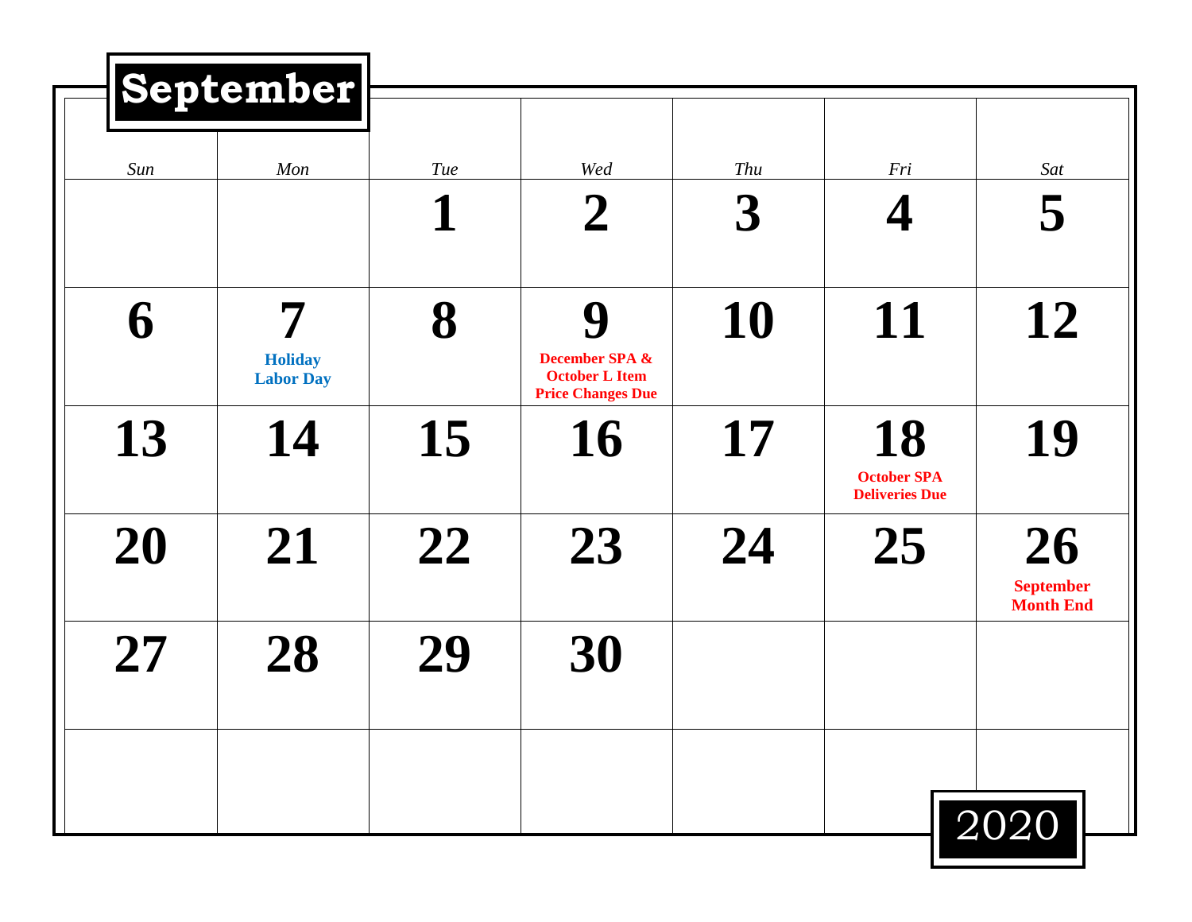# September

| Sun | Mon | Tue | Wed | Thu | Fri | Sat |
| --- | --- | --- | --- | --- | --- | --- |
| | | **1** | **2** | **3** | **4** | **5** |
| **6** | **7** Holiday Labor Day | **8** | **9** December SPA & October L Item Price Changes Due | **10** | **11** | **12** |
| **13** | **14** | **15** | **16** | **17** | **18** October SPA Deliveries Due | **19** |
| **20** | **21** | **22** | **23** | **24** | **25** | **26** September Month End |
| **27** | **28** | **29** | **30** | | | |
| | | | | | | |

2020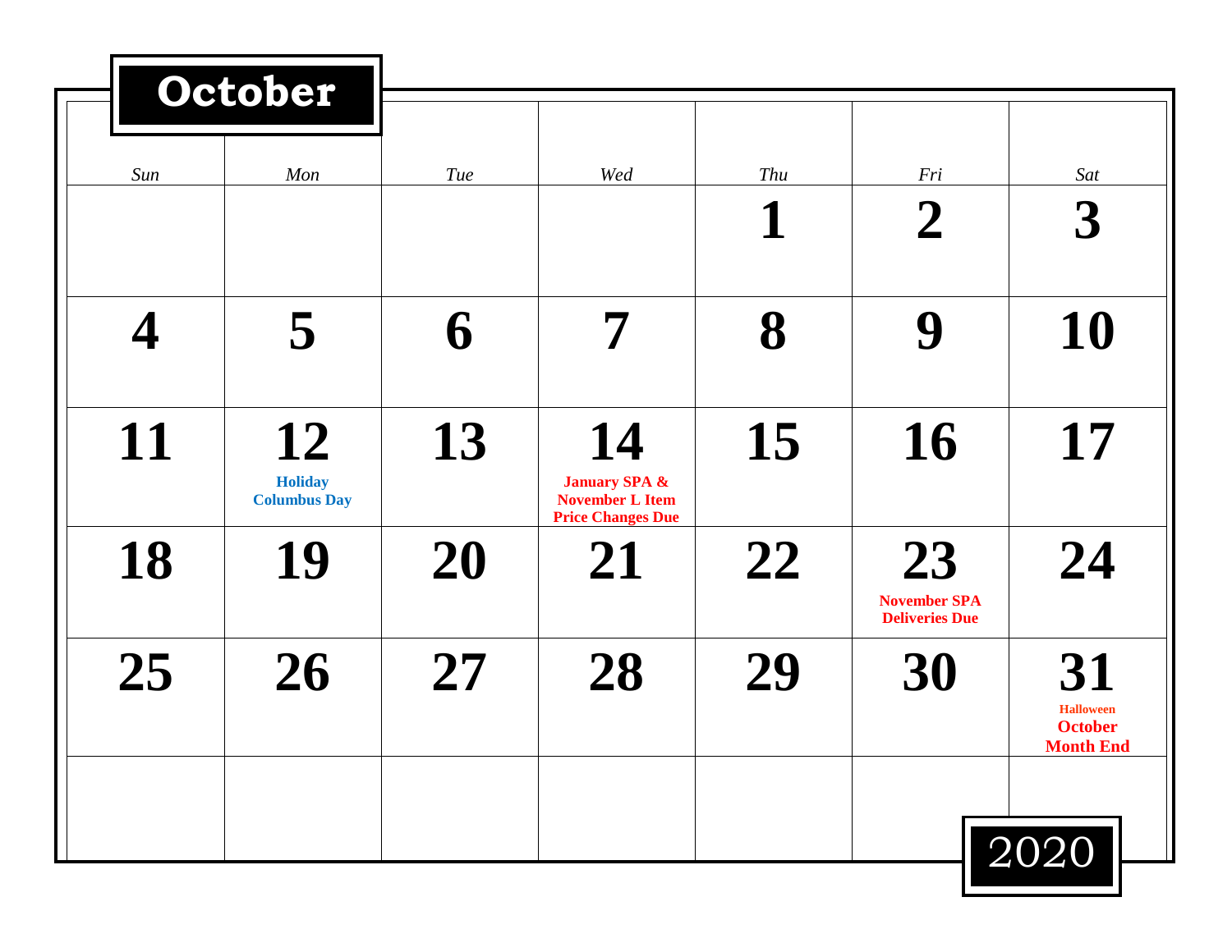# October

| Sun | Mon | Tue | Wed | Thu | Fri | Sat |
|---|---|---|---|---|---|---|
| | | | | **1** | **2** | **3** |
| **4** | **5** | **6** | **7** | **8** | **9** | **10** |
| **11** | **12** Holiday Columbus Day | **13** | **14** January SPA & November L Item Price Changes Due | **15** | **16** | **17** |
| **18** | **19** | **20** | **21** | **22** | **23** November SPA Deliveries Due | **24** |
| **25** | **26** | **27** | **28** | **29** | **30** | **31** Halloween October Month End |
| | | | | | | |

2020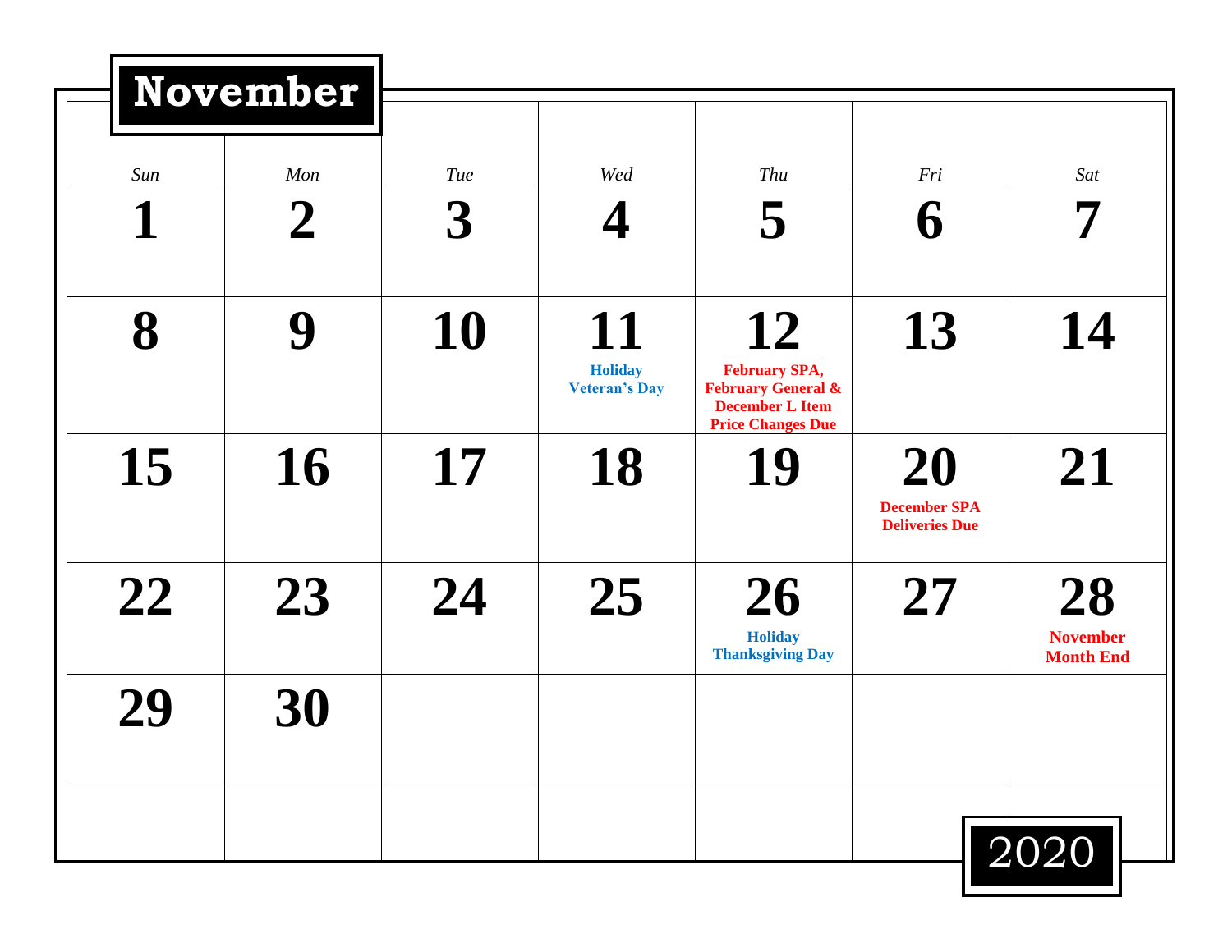# November 2020

| Sun | Mon | Tue | Wed | Thu | Fri | Sat |
|---|---|---|---|---|---|---|
| **1** | **2** | **3** | **4** | **5** | **6** | **7** |
| **8** | **9** | **10** | **11** Holiday Veteran's Day | **12** February SPA, February General & December L Item Price Changes Due | **13** | **14** |
| **15** | **16** | **17** | **18** | **19** | **20** December SPA Deliveries Due | **21** |
| **22** | **23** | **24** | **25** | **26** Holiday Thanksgiving Day | **27** | **28** November Month End |
| **29** | **30** | | | | | |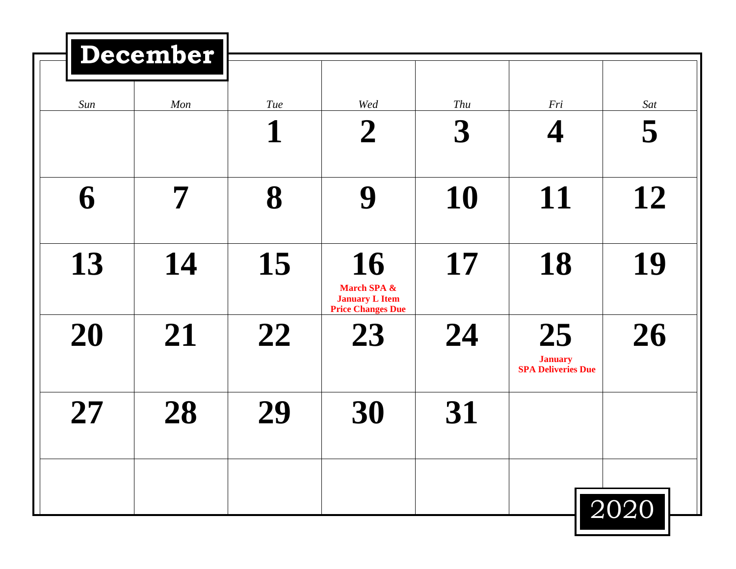# December 2020

| Sun | Mon | Tue | Wed | Thu | Fri | Sat |
|---|---|---|---|---|---|---|
| | | 1 | 2 | 3 | 4 | 5 |
| 6 | 7 | 8 | 9 | 10 | 11 | 12 |
| 13 | 14 | 15 | 16 **March SPA & January L Item Price Changes Due** | 17 | 18 | 19 |
| 20 | 21 | 22 | 23 | 24 | 25 **January SPA Deliveries Due** | 26 |
| 27 | 28 | 29 | 30 | 31 | | |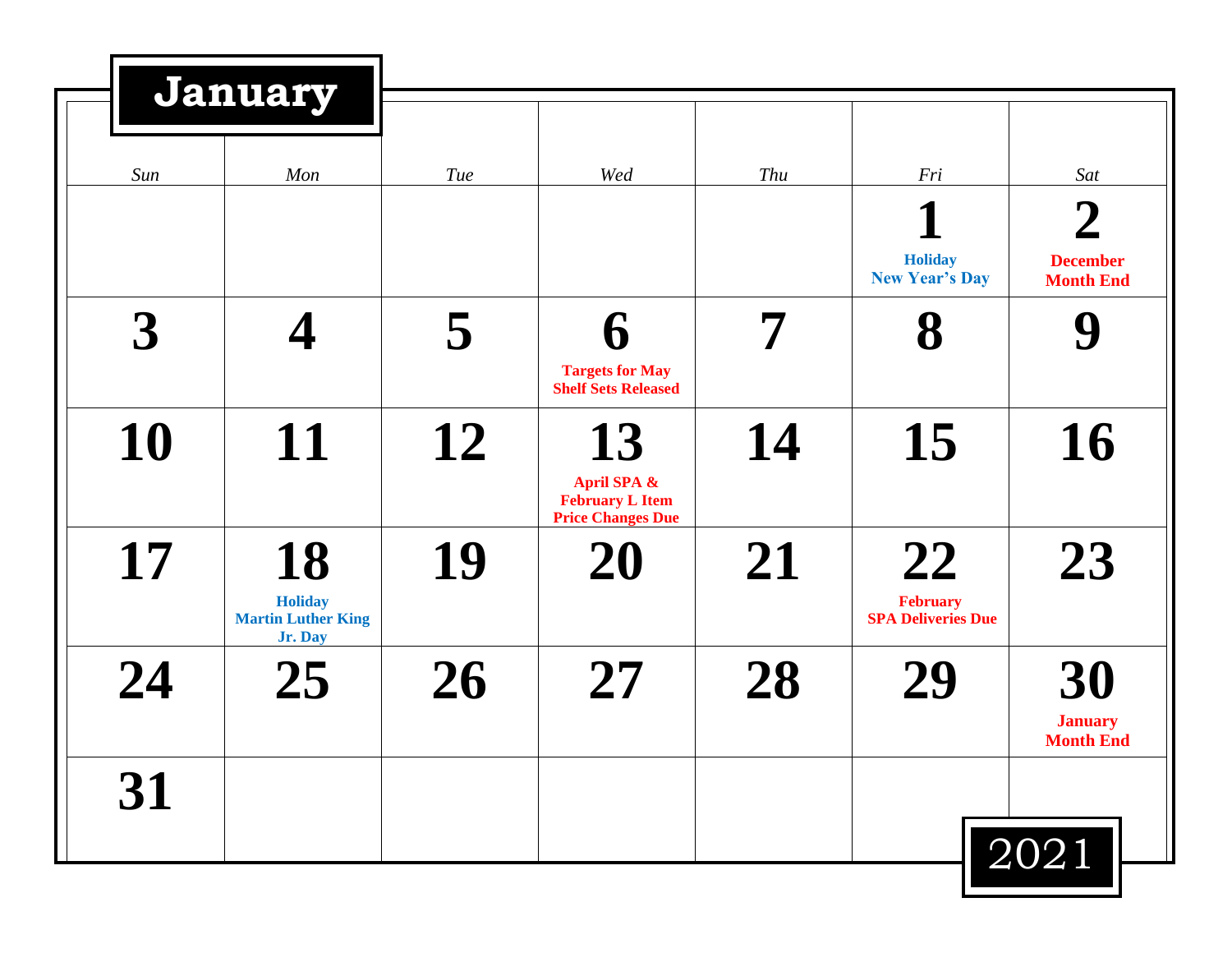# January 2021

| Sun | Mon | Tue | Wed | Thu | Fri | Sat |
|---|---|---|---|---|---|---|
| | | | | | **1** Holiday New Year's Day | **2** December Month End |
| **3** | **4** | **5** | **6** Targets for May Shelf Sets Released | **7** | **8** | **9** |
| **10** | **11** | **12** | **13** April SPA & February L Item Price Changes Due | **14** | **15** | **16** |
| **17** | **18** Holiday Martin Luther King Jr. Day | **19** | **20** | **21** | **22** February SPA Deliveries Due | **23** |
| **24** | **25** | **26** | **27** | **28** | **29** | **30** January Month End |
| **31** | | | | | | |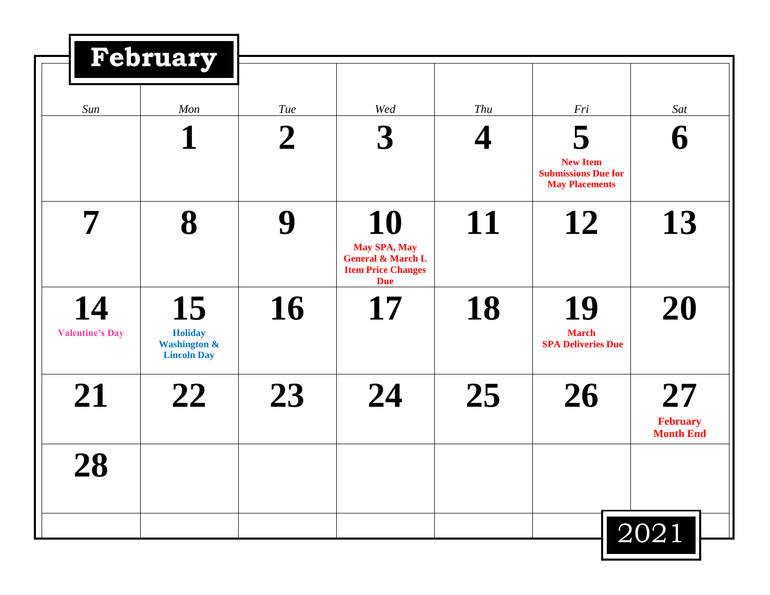# February

| Sun | Mon | Tue | Wed | Thu | Fri | Sat |
|---|---|---|---|---|---|---|
| | **1** | **2** | **3** | **4** | **5** New Item Submissions Due for May Placements | **6** |
| **7** | **8** | **9** | **10** May SPA, May General & March L Item Price Changes Due | **11** | **12** | **13** |
| **14** Valentine's Day | **15** Holiday Washington & Lincoln Day | **16** | **17** | **18** | **19** March SPA Deliveries Due | **20** |
| **21** | **22** | **23** | **24** | **25** | **26** | **27** February Month End |
| **28** | | | | | | |

2021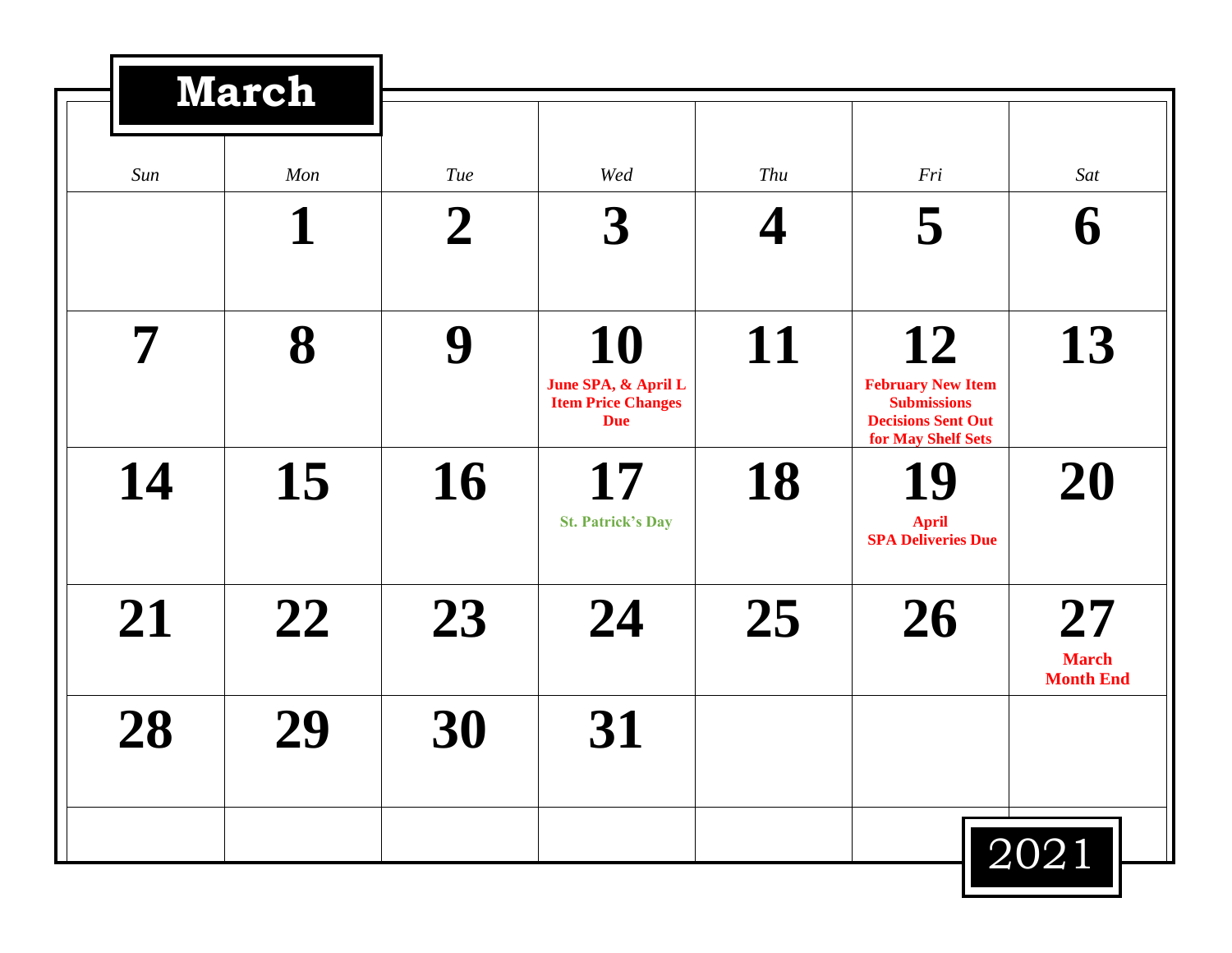# March

## 2021

| Sun | Mon | Tue | Wed | Thu | Fri | Sat |
|---|---|---|---|---|---|---|
| | **1** | **2** | **3** | **4** | **5** | **6** |
| **7** | **8** | **9** | **10** June SPA, & April L Item Price Changes Due | **11** | **12** February New Item Submissions Decisions Sent Out for May Shelf Sets | **13** |
| **14** | **15** | **16** | **17** St. Patrick's Day | **18** | **19** April SPA Deliveries Due | **20** |
| **21** | **22** | **23** | **24** | **25** | **26** | **27** March Month End |
| **28** | **29** | **30** | **31** | | | |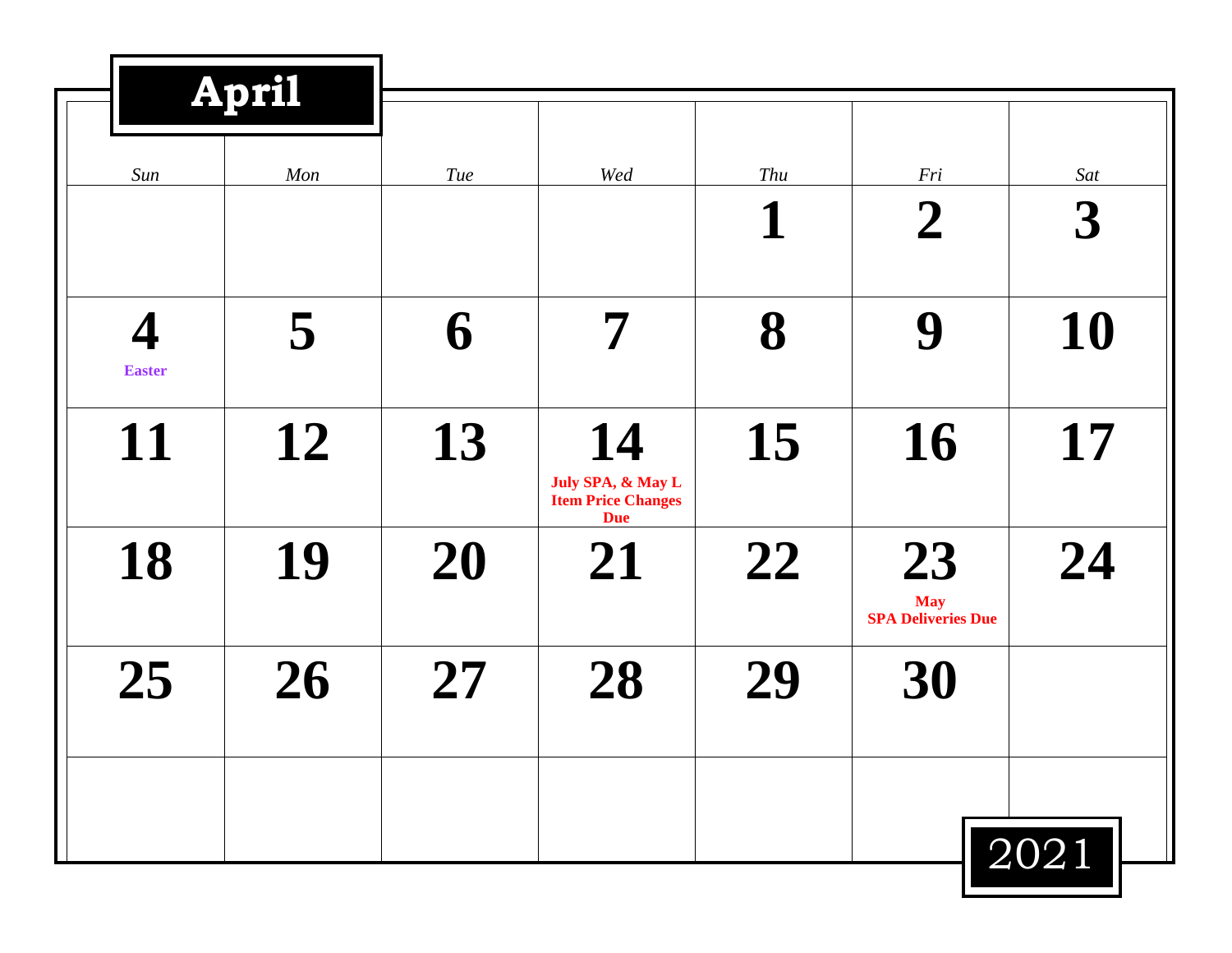# April

## 2021

| Sun | Mon | Tue | Wed | Thu | Fri | Sat |
|---|---|---|---|---|---|---|
| | | | | **1** | **2** | **3** |
| **4** Easter | **5** | **6** | **7** | **8** | **9** | **10** |
| **11** | **12** | **13** | **14** July SPA, & May L Item Price Changes Due | **15** | **16** | **17** |
| **18** | **19** | **20** | **21** | **22** | **23** May SPA Deliveries Due | **24** |
| **25** | **26** | **27** | **28** | **29** | **30** | |
| | | | | | | |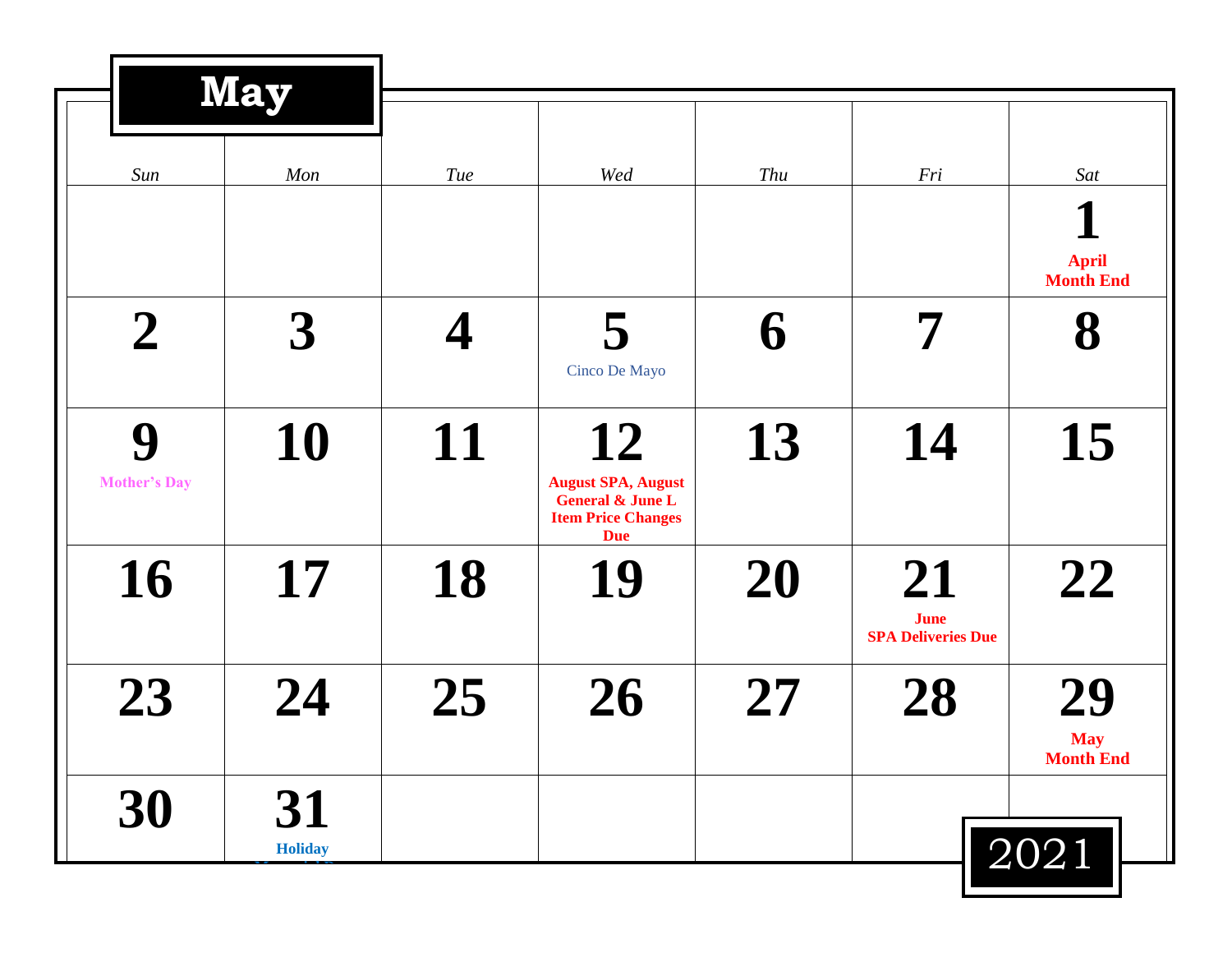# May

## 2021

| Sun | Mon | Tue | Wed | Thu | Fri | Sat |
|---|---|---|---|---|---|---|
| | | | | | | **1** April Month End |
| **2** | **3** | **4** | **5** Cinco De Mayo | **6** | **7** | **8** |
| **9** Mother's Day | **10** | **11** | **12** August SPA, August General & June L Item Price Changes Due | **13** | **14** | **15** |
| **16** | **17** | **18** | **19** | **20** | **21** June SPA Deliveries Due | **22** |
| **23** | **24** | **25** | **26** | **27** | **28** | **29** May Month End |
| **30** | **31** Holiday | | | | | |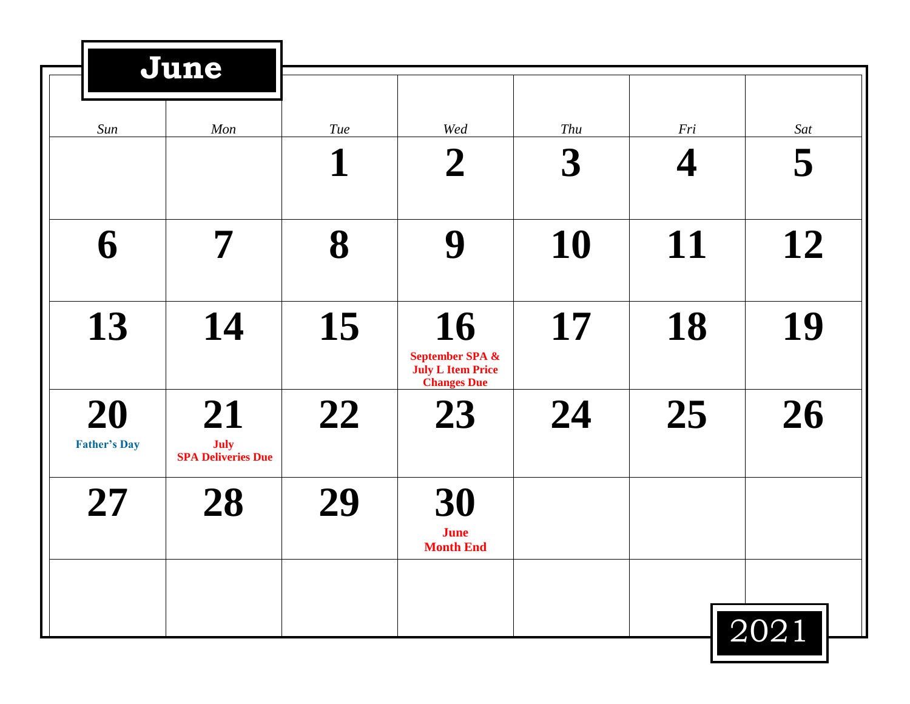# June

| Sun | Mon | Tue | Wed | Thu | Fri | Sat |
|---|---|---|---|---|---|---|
| | | **1** | **2** | **3** | **4** | **5** |
| **6** | **7** | **8** | **9** | **10** | **11** | **12** |
| **13** | **14** | **15** | **16** September SPA & July L Item Price Changes Due | **17** | **18** | **19** |
| **20** Father's Day | **21** July SPA Deliveries Due | **22** | **23** | **24** | **25** | **26** |
| **27** | **28** | **29** | **30** June Month End | | | |
| | | | | | | |

2021